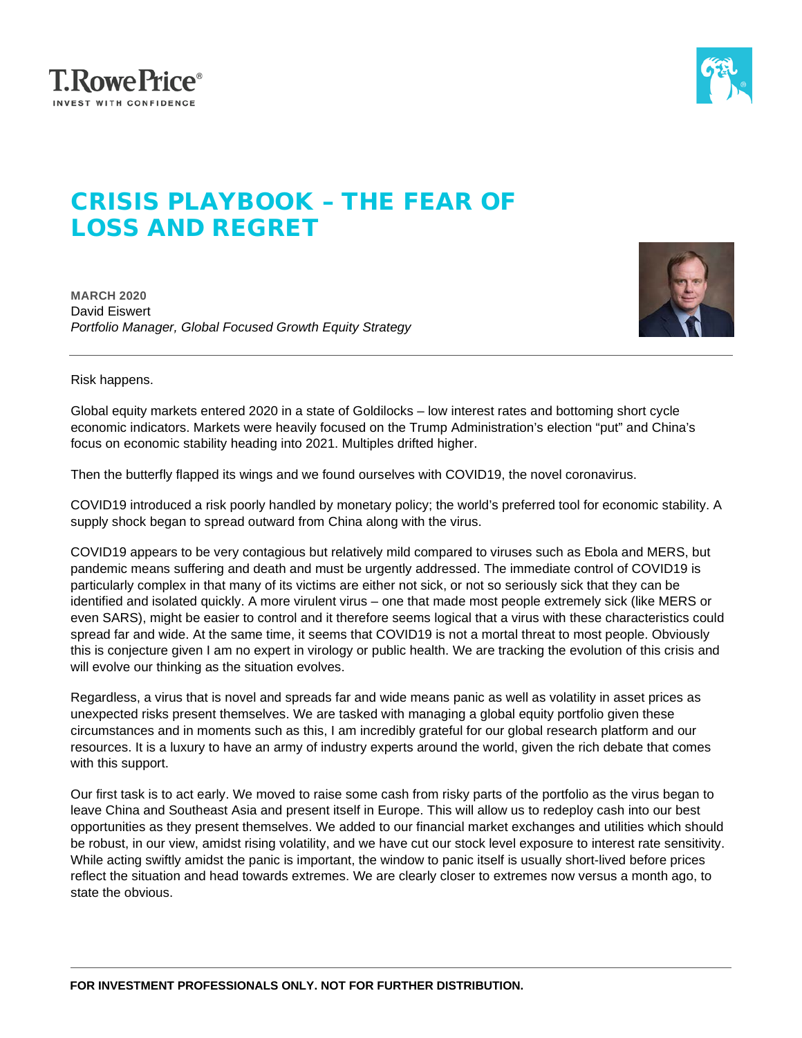# CRISIS PLAYBOOK – THE FEAR OF LOSS AND REGRET

**MARCH 2020**
David Eiswert
*Portfolio Manager, Global Focused Growth Equity Strategy*

---

Risk happens.

Global equity markets entered 2020 in a state of Goldilocks – low interest rates and bottoming short cycle economic indicators. Markets were heavily focused on the Trump Administration's election "put" and China's focus on economic stability heading into 2021. Multiples drifted higher.

Then the butterfly flapped its wings and we found ourselves with COVID19, the novel coronavirus.

COVID19 introduced a risk poorly handled by monetary policy; the world's preferred tool for economic stability. A supply shock began to spread outward from China along with the virus.

COVID19 appears to be very contagious but relatively mild compared to viruses such as Ebola and MERS, but pandemic means suffering and death and must be urgently addressed. The immediate control of COVID19 is particularly complex in that many of its victims are either not sick, or not so seriously sick that they can be identified and isolated quickly. A more virulent virus – one that made most people extremely sick (like MERS or even SARS), might be easier to control and it therefore seems logical that a virus with these characteristics could spread far and wide. At the same time, it seems that COVID19 is not a mortal threat to most people. Obviously this is conjecture given I am no expert in virology or public health. We are tracking the evolution of this crisis and will evolve our thinking as the situation evolves.

Regardless, a virus that is novel and spreads far and wide means panic as well as volatility in asset prices as unexpected risks present themselves. We are tasked with managing a global equity portfolio given these circumstances and in moments such as this, I am incredibly grateful for our global research platform and our resources. It is a luxury to have an army of industry experts around the world, given the rich debate that comes with this support.

Our first task is to act early. We moved to raise some cash from risky parts of the portfolio as the virus began to leave China and Southeast Asia and present itself in Europe. This will allow us to redeploy cash into our best opportunities as they present themselves. We added to our financial market exchanges and utilities which should be robust, in our view, amidst rising volatility, and we have cut our stock level exposure to interest rate sensitivity. While acting swiftly amidst the panic is important, the window to panic itself is usually short-lived before prices reflect the situation and head towards extremes. We are clearly closer to extremes now versus a month ago, to state the obvious.

---

**FOR INVESTMENT PROFESSIONALS ONLY. NOT FOR FURTHER DISTRIBUTION.**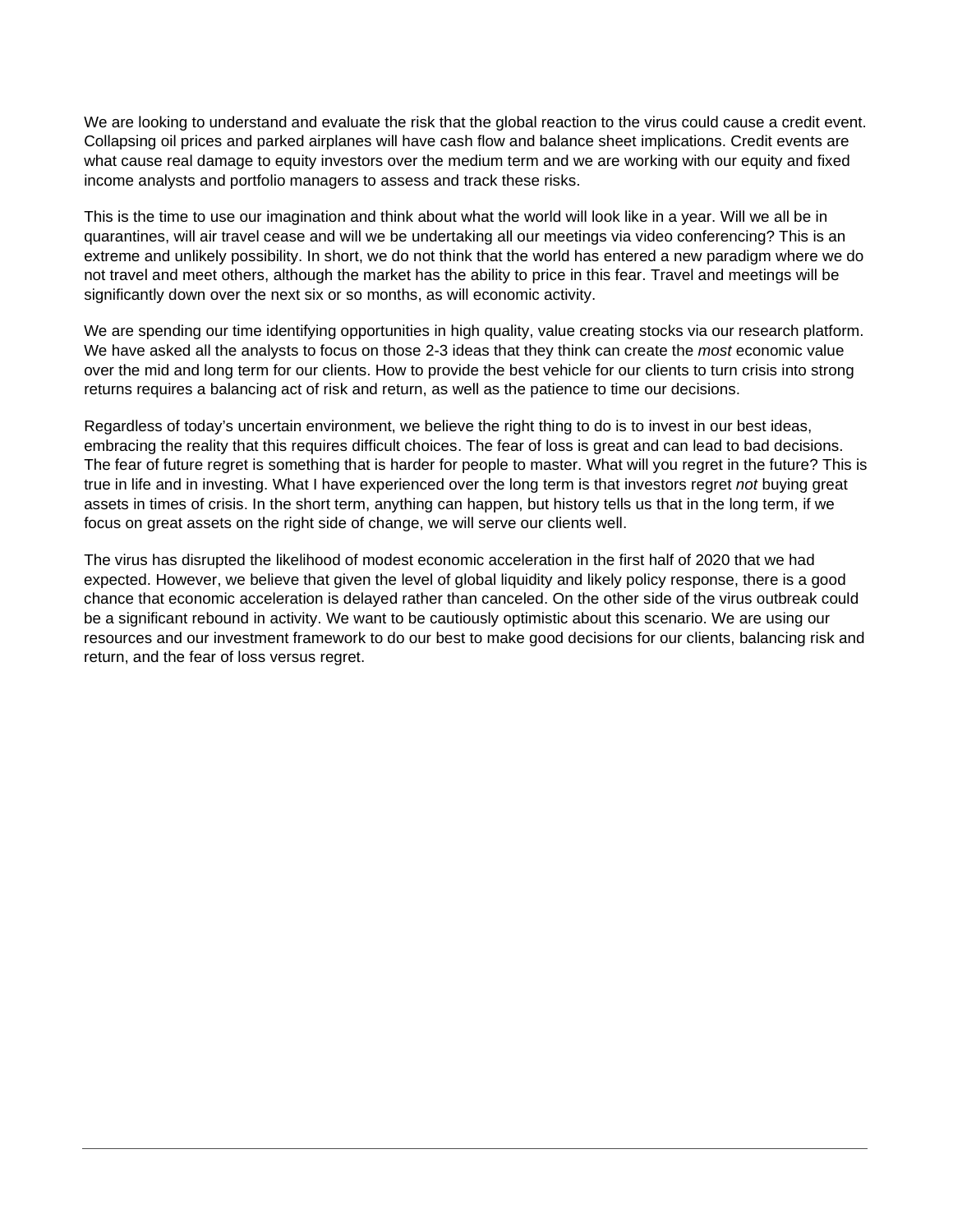We are looking to understand and evaluate the risk that the global reaction to the virus could cause a credit event. Collapsing oil prices and parked airplanes will have cash flow and balance sheet implications. Credit events are what cause real damage to equity investors over the medium term and we are working with our equity and fixed income analysts and portfolio managers to assess and track these risks.

This is the time to use our imagination and think about what the world will look like in a year. Will we all be in quarantines, will air travel cease and will we be undertaking all our meetings via video conferencing? This is an extreme and unlikely possibility. In short, we do not think that the world has entered a new paradigm where we do not travel and meet others, although the market has the ability to price in this fear. Travel and meetings will be significantly down over the next six or so months, as will economic activity.

We are spending our time identifying opportunities in high quality, value creating stocks via our research platform. We have asked all the analysts to focus on those 2-3 ideas that they think can create the *most* economic value over the mid and long term for our clients. How to provide the best vehicle for our clients to turn crisis into strong returns requires a balancing act of risk and return, as well as the patience to time our decisions.

Regardless of today's uncertain environment, we believe the right thing to do is to invest in our best ideas, embracing the reality that this requires difficult choices. The fear of loss is great and can lead to bad decisions. The fear of future regret is something that is harder for people to master. What will you regret in the future? This is true in life and in investing. What I have experienced over the long term is that investors regret *not* buying great assets in times of crisis. In the short term, anything can happen, but history tells us that in the long term, if we focus on great assets on the right side of change, we will serve our clients well.

The virus has disrupted the likelihood of modest economic acceleration in the first half of 2020 that we had expected. However, we believe that given the level of global liquidity and likely policy response, there is a good chance that economic acceleration is delayed rather than canceled. On the other side of the virus outbreak could be a significant rebound in activity. We want to be cautiously optimistic about this scenario. We are using our resources and our investment framework to do our best to make good decisions for our clients, balancing risk and return, and the fear of loss versus regret.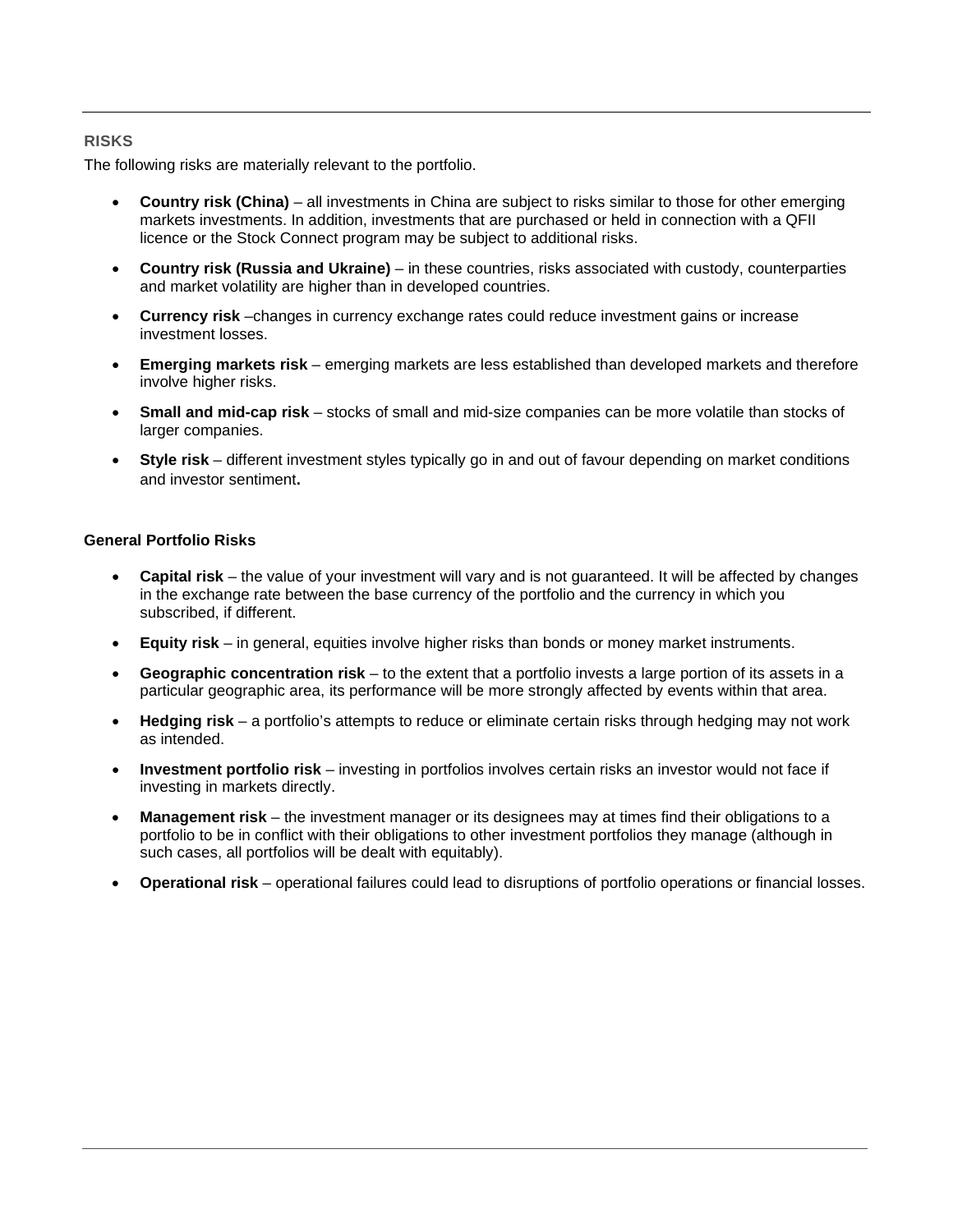## RISKS

The following risks are materially relevant to the portfolio.

- **Country risk (China)** – all investments in China are subject to risks similar to those for other emerging markets investments. In addition, investments that are purchased or held in connection with a QFII licence or the Stock Connect program may be subject to additional risks.
- **Country risk (Russia and Ukraine)** – in these countries, risks associated with custody, counterparties and market volatility are higher than in developed countries.
- **Currency risk** –changes in currency exchange rates could reduce investment gains or increase investment losses.
- **Emerging markets risk** – emerging markets are less established than developed markets and therefore involve higher risks.
- **Small and mid-cap risk** – stocks of small and mid-size companies can be more volatile than stocks of larger companies.
- **Style risk** – different investment styles typically go in and out of favour depending on market conditions and investor sentiment**.**

### General Portfolio Risks

- **Capital risk** – the value of your investment will vary and is not guaranteed. It will be affected by changes in the exchange rate between the base currency of the portfolio and the currency in which you subscribed, if different.
- **Equity risk** – in general, equities involve higher risks than bonds or money market instruments.
- **Geographic concentration risk** – to the extent that a portfolio invests a large portion of its assets in a particular geographic area, its performance will be more strongly affected by events within that area.
- **Hedging risk** – a portfolio's attempts to reduce or eliminate certain risks through hedging may not work as intended.
- **Investment portfolio risk** – investing in portfolios involves certain risks an investor would not face if investing in markets directly.
- **Management risk** – the investment manager or its designees may at times find their obligations to a portfolio to be in conflict with their obligations to other investment portfolios they manage (although in such cases, all portfolios will be dealt with equitably).
- **Operational risk** – operational failures could lead to disruptions of portfolio operations or financial losses.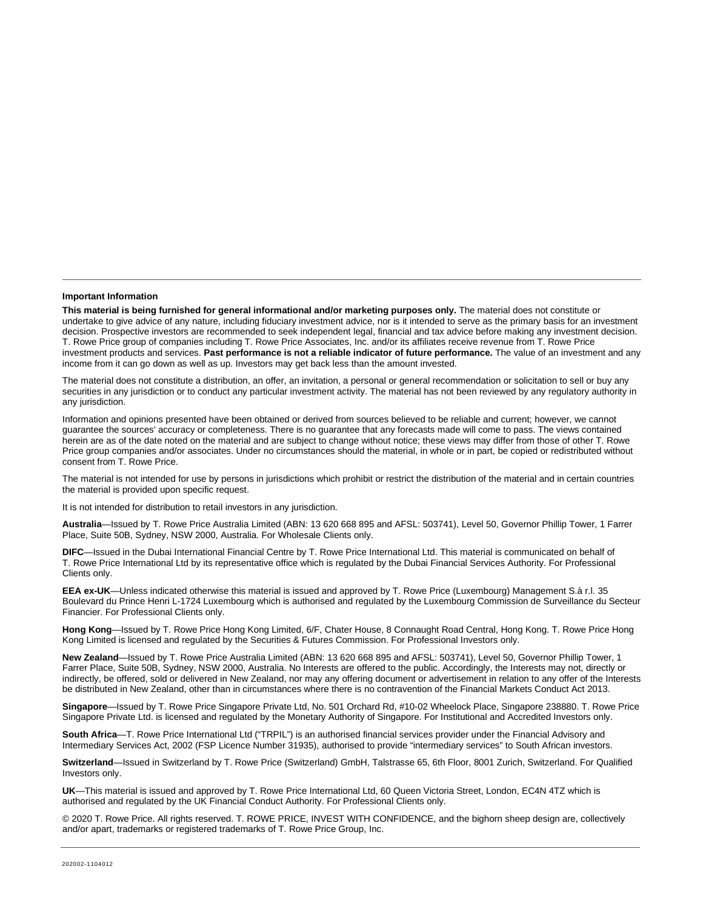**Important Information**

**This material is being furnished for general informational and/or marketing purposes only.** The material does not constitute or undertake to give advice of any nature, including fiduciary investment advice, nor is it intended to serve as the primary basis for an investment decision. Prospective investors are recommended to seek independent legal, financial and tax advice before making any investment decision. T. Rowe Price group of companies including T. Rowe Price Associates, Inc. and/or its affiliates receive revenue from T. Rowe Price investment products and services. **Past performance is not a reliable indicator of future performance.** The value of an investment and any income from it can go down as well as up. Investors may get back less than the amount invested.

The material does not constitute a distribution, an offer, an invitation, a personal or general recommendation or solicitation to sell or buy any securities in any jurisdiction or to conduct any particular investment activity. The material has not been reviewed by any regulatory authority in any jurisdiction.

Information and opinions presented have been obtained or derived from sources believed to be reliable and current; however, we cannot guarantee the sources' accuracy or completeness. There is no guarantee that any forecasts made will come to pass. The views contained herein are as of the date noted on the material and are subject to change without notice; these views may differ from those of other T. Rowe Price group companies and/or associates. Under no circumstances should the material, in whole or in part, be copied or redistributed without consent from T. Rowe Price.

The material is not intended for use by persons in jurisdictions which prohibit or restrict the distribution of the material and in certain countries the material is provided upon specific request.

It is not intended for distribution to retail investors in any jurisdiction.

**Australia**—Issued by T. Rowe Price Australia Limited (ABN: 13 620 668 895 and AFSL: 503741), Level 50, Governor Phillip Tower, 1 Farrer Place, Suite 50B, Sydney, NSW 2000, Australia. For Wholesale Clients only.

**DIFC**—Issued in the Dubai International Financial Centre by T. Rowe Price International Ltd. This material is communicated on behalf of T. Rowe Price International Ltd by its representative office which is regulated by the Dubai Financial Services Authority. For Professional Clients only.

**EEA ex-UK**—Unless indicated otherwise this material is issued and approved by T. Rowe Price (Luxembourg) Management S.à r.l. 35 Boulevard du Prince Henri L-1724 Luxembourg which is authorised and regulated by the Luxembourg Commission de Surveillance du Secteur Financier. For Professional Clients only.

**Hong Kong**—Issued by T. Rowe Price Hong Kong Limited, 6/F, Chater House, 8 Connaught Road Central, Hong Kong. T. Rowe Price Hong Kong Limited is licensed and regulated by the Securities & Futures Commission. For Professional Investors only.

**New Zealand**—Issued by T. Rowe Price Australia Limited (ABN: 13 620 668 895 and AFSL: 503741), Level 50, Governor Phillip Tower, 1 Farrer Place, Suite 50B, Sydney, NSW 2000, Australia. No Interests are offered to the public. Accordingly, the Interests may not, directly or indirectly, be offered, sold or delivered in New Zealand, nor may any offering document or advertisement in relation to any offer of the Interests be distributed in New Zealand, other than in circumstances where there is no contravention of the Financial Markets Conduct Act 2013.

**Singapore**—Issued by T. Rowe Price Singapore Private Ltd, No. 501 Orchard Rd, #10-02 Wheelock Place, Singapore 238880. T. Rowe Price Singapore Private Ltd. is licensed and regulated by the Monetary Authority of Singapore. For Institutional and Accredited Investors only.

**South Africa**—T. Rowe Price International Ltd ("TRPIL") is an authorised financial services provider under the Financial Advisory and Intermediary Services Act, 2002 (FSP Licence Number 31935), authorised to provide "intermediary services" to South African investors.

**Switzerland**—Issued in Switzerland by T. Rowe Price (Switzerland) GmbH, Talstrasse 65, 6th Floor, 8001 Zurich, Switzerland. For Qualified Investors only.

**UK**—This material is issued and approved by T. Rowe Price International Ltd, 60 Queen Victoria Street, London, EC4N 4TZ which is authorised and regulated by the UK Financial Conduct Authority. For Professional Clients only.

© 2020 T. Rowe Price. All rights reserved. T. ROWE PRICE, INVEST WITH CONFIDENCE, and the bighorn sheep design are, collectively and/or apart, trademarks or registered trademarks of T. Rowe Price Group, Inc.

202002-1104012